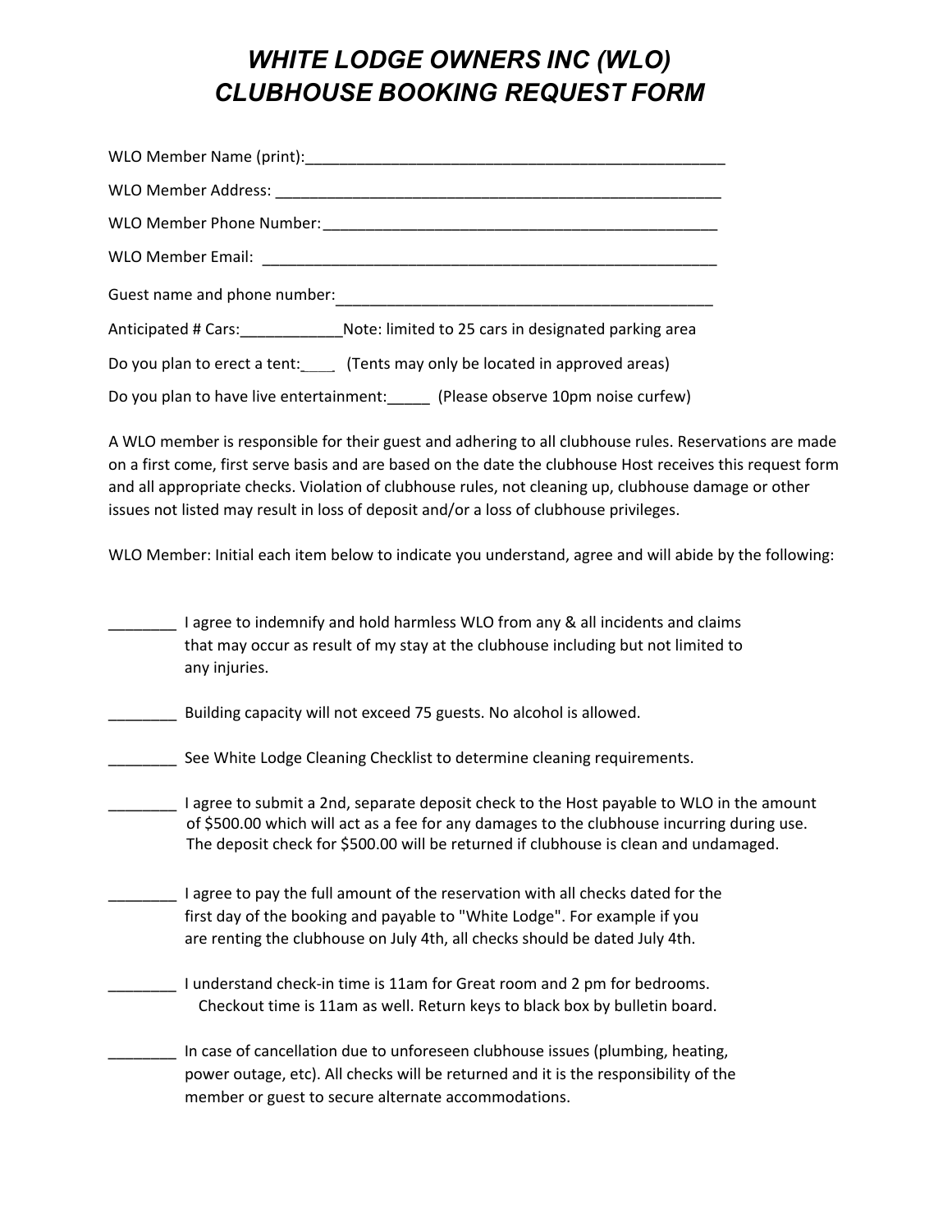# *WHITE LODGE OWNERS INC (WLO)*
# *CLUBHOUSE BOOKING REQUEST FORM*

WLO Member Name (print):_____________________________________________________

WLO Member Address: _________________________________________________________

WLO Member Phone Number:_____________________________________________________

WLO Member Email: ___________________________________________________________

Guest name and phone number:_____________________________________________

Anticipated # Cars:____________Note: limited to 25 cars in designated parking area

Do you plan to erect a tent:____ (Tents may only be located in approved areas)

Do you plan to have live entertainment:_____ (Please observe 10pm noise curfew)

A WLO member is responsible for their guest and adhering to all clubhouse rules. Reservations are made on a first come, first serve basis and are based on the date the clubhouse Host receives this request form and all appropriate checks. Violation of clubhouse rules, not cleaning up, clubhouse damage or other issues not listed may result in loss of deposit and/or a loss of clubhouse privileges.

WLO Member: Initial each item below to indicate you understand, agree and will abide by the following:

________ I agree to indemnify and hold harmless WLO from any & all incidents and claims that may occur as result of my stay at the clubhouse including but not limited to any injuries.

________ Building capacity will not exceed 75 guests. No alcohol is allowed.

________ See White Lodge Cleaning Checklist to determine cleaning requirements.

________ I agree to submit a 2nd, separate deposit check to the Host payable to WLO in the amount of $500.00 which will act as a fee for any damages to the clubhouse incurring during use. The deposit check for $500.00 will be returned if clubhouse is clean and undamaged.

________ I agree to pay the full amount of the reservation with all checks dated for the first day of the booking and payable to "White Lodge". For example if you are renting the clubhouse on July 4th, all checks should be dated July 4th.

________ I understand check-in time is 11am for Great room and 2 pm for bedrooms. Checkout time is 11am as well. Return keys to black box by bulletin board.

________ In case of cancellation due to unforeseen clubhouse issues (plumbing, heating, power outage, etc). All checks will be returned and it is the responsibility of the member or guest to secure alternate accommodations.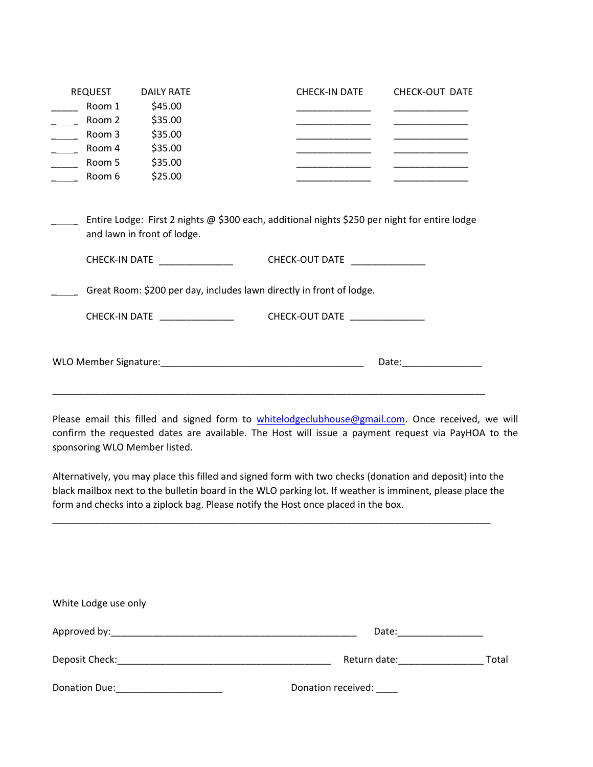| REQUEST | | DAILY RATE | CHECK-IN DATE | CHECK-OUT DATE |
|---|---|---|---|---|
| _____ | Room 1 | $45.00 | ______________ | ______________ |
| _____ | Room 2 | $35.00 | ______________ | ______________ |
| _____ | Room 3 | $35.00 | ______________ | ______________ |
| _____ | Room 4 | $35.00 | ______________ | ______________ |
| _____ | Room 5 | $35.00 | ______________ | ______________ |
| _____ | Room 6 | $25.00 | ______________ | ______________ |

_____ Entire Lodge: First 2 nights @ $300 each, additional nights $250 per night for entire lodge and lawn in front of lodge.

CHECK-IN DATE ______________ CHECK-OUT DATE ______________

_____ Great Room: $200 per day, includes lawn directly in front of lodge.

CHECK-IN DATE ______________ CHECK-OUT DATE ______________

WLO Member Signature:______________________________________ Date:_______________

---

Please email this filled and signed form to whitelodgeclubhouse@gmail.com. Once received, we will confirm the requested dates are available. The Host will issue a payment request via PayHOA to the sponsoring WLO Member listed.

Alternatively, you may place this filled and signed form with two checks (donation and deposit) into the black mailbox next to the bulletin board in the WLO parking lot. If weather is imminent, please place the form and checks into a ziplock bag. Please notify the Host once placed in the box.

---

White Lodge use only

Approved by:_____________________________________________ Date:________________

Deposit Check:_______________________________________ Return date:________________ Total

Donation Due:____________________ Donation received: ____